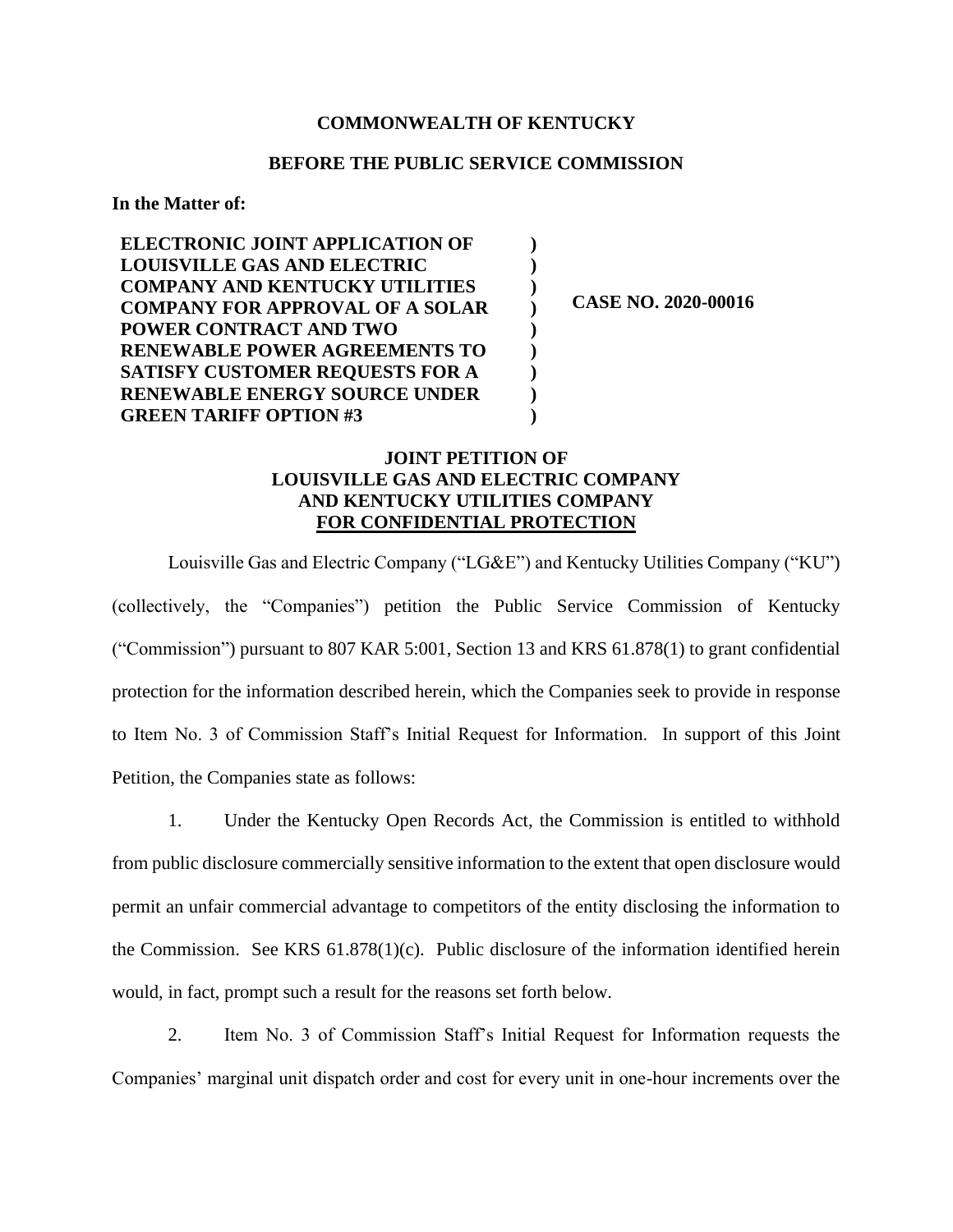**COMMONWEALTH OF KENTUCKY**

**BEFORE THE PUBLIC SERVICE COMMISSION**

**In the Matter of:**

| | | |
|---|---|---|
| **ELECTRONIC JOINT APPLICATION OF LOUISVILLE GAS AND ELECTRIC COMPANY AND KENTUCKY UTILITIES COMPANY FOR APPROVAL OF A SOLAR POWER CONTRACT AND TWO RENEWABLE POWER AGREEMENTS TO SATISFY CUSTOMER REQUESTS FOR A RENEWABLE ENERGY SOURCE UNDER GREEN TARIFF OPTION #3** | **)<br>)<br>)<br>)<br>)<br>)<br>)<br>)<br>)** | **CASE NO. 2020-00016** |

**JOINT PETITION OF**
**LOUISVILLE GAS AND ELECTRIC COMPANY**
**AND KENTUCKY UTILITIES COMPANY**
**FOR CONFIDENTIAL PROTECTION**

Louisville Gas and Electric Company ("LG&E") and Kentucky Utilities Company ("KU") (collectively, the "Companies") petition the Public Service Commission of Kentucky ("Commission") pursuant to 807 KAR 5:001, Section 13 and KRS 61.878(1) to grant confidential protection for the information described herein, which the Companies seek to provide in response to Item No. 3 of Commission Staff's Initial Request for Information. In support of this Joint Petition, the Companies state as follows:

1. Under the Kentucky Open Records Act, the Commission is entitled to withhold from public disclosure commercially sensitive information to the extent that open disclosure would permit an unfair commercial advantage to competitors of the entity disclosing the information to the Commission. See KRS 61.878(1)(c). Public disclosure of the information identified herein would, in fact, prompt such a result for the reasons set forth below.

2. Item No. 3 of Commission Staff's Initial Request for Information requests the Companies' marginal unit dispatch order and cost for every unit in one-hour increments over the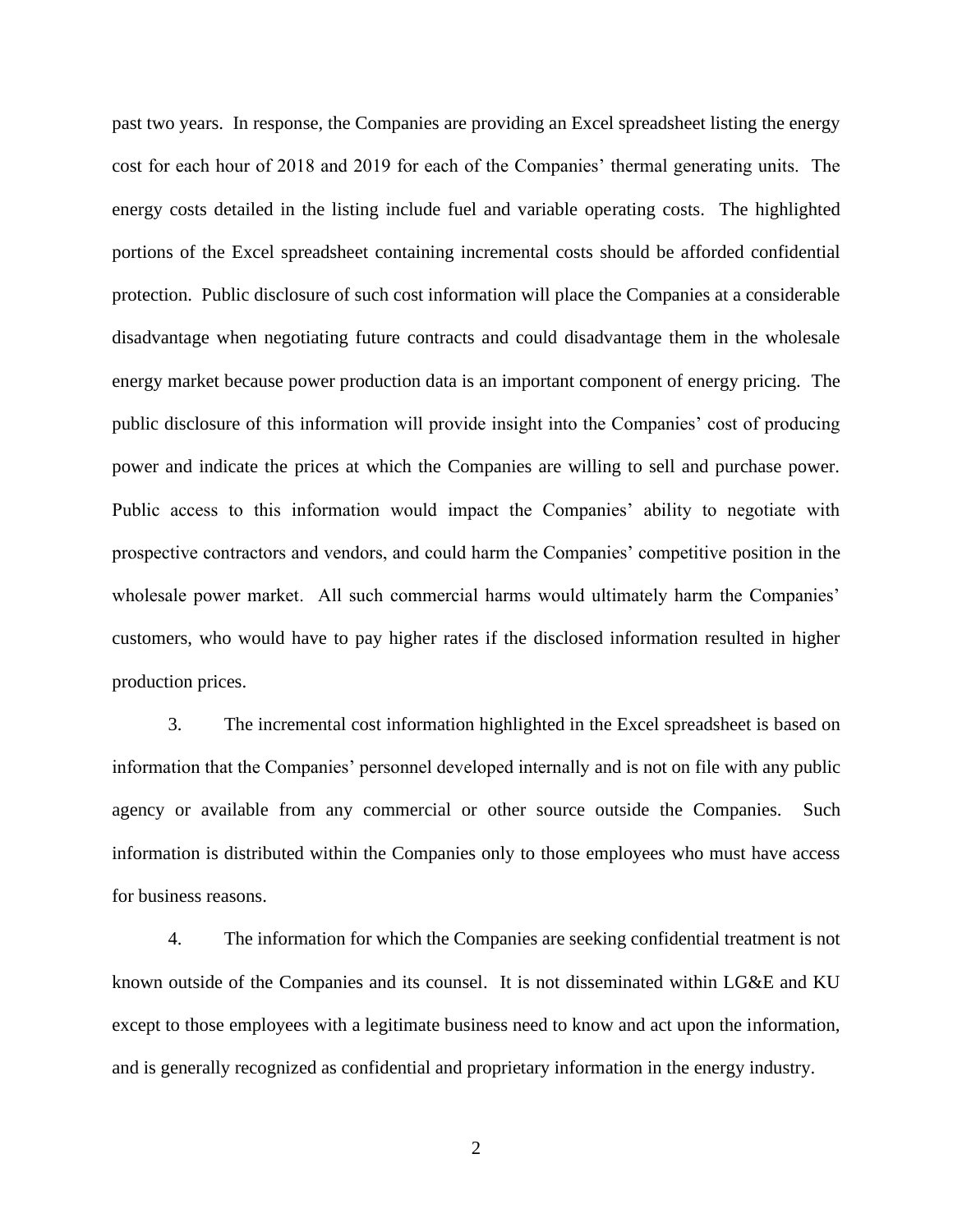past two years. In response, the Companies are providing an Excel spreadsheet listing the energy cost for each hour of 2018 and 2019 for each of the Companies' thermal generating units. The energy costs detailed in the listing include fuel and variable operating costs. The highlighted portions of the Excel spreadsheet containing incremental costs should be afforded confidential protection. Public disclosure of such cost information will place the Companies at a considerable disadvantage when negotiating future contracts and could disadvantage them in the wholesale energy market because power production data is an important component of energy pricing. The public disclosure of this information will provide insight into the Companies' cost of producing power and indicate the prices at which the Companies are willing to sell and purchase power. Public access to this information would impact the Companies' ability to negotiate with prospective contractors and vendors, and could harm the Companies' competitive position in the wholesale power market. All such commercial harms would ultimately harm the Companies' customers, who would have to pay higher rates if the disclosed information resulted in higher production prices.

3. The incremental cost information highlighted in the Excel spreadsheet is based on information that the Companies' personnel developed internally and is not on file with any public agency or available from any commercial or other source outside the Companies. Such information is distributed within the Companies only to those employees who must have access for business reasons.

4. The information for which the Companies are seeking confidential treatment is not known outside of the Companies and its counsel. It is not disseminated within LG&E and KU except to those employees with a legitimate business need to know and act upon the information, and is generally recognized as confidential and proprietary information in the energy industry.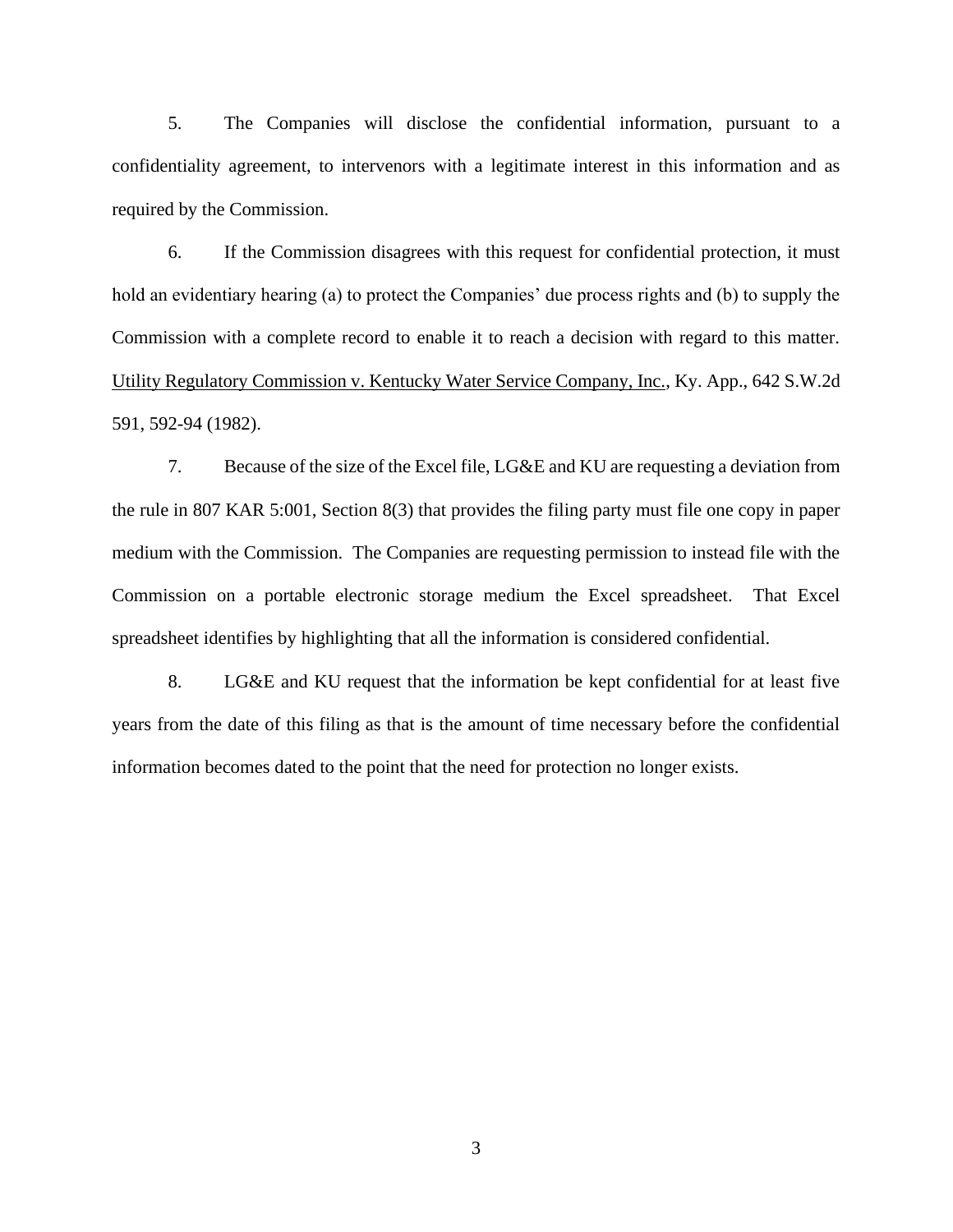5. The Companies will disclose the confidential information, pursuant to a confidentiality agreement, to intervenors with a legitimate interest in this information and as required by the Commission.

6. If the Commission disagrees with this request for confidential protection, it must hold an evidentiary hearing (a) to protect the Companies' due process rights and (b) to supply the Commission with a complete record to enable it to reach a decision with regard to this matter. Utility Regulatory Commission v. Kentucky Water Service Company, Inc., Ky. App., 642 S.W.2d 591, 592-94 (1982).

7. Because of the size of the Excel file, LG&E and KU are requesting a deviation from the rule in 807 KAR 5:001, Section 8(3) that provides the filing party must file one copy in paper medium with the Commission. The Companies are requesting permission to instead file with the Commission on a portable electronic storage medium the Excel spreadsheet. That Excel spreadsheet identifies by highlighting that all the information is considered confidential.

8. LG&E and KU request that the information be kept confidential for at least five years from the date of this filing as that is the amount of time necessary before the confidential information becomes dated to the point that the need for protection no longer exists.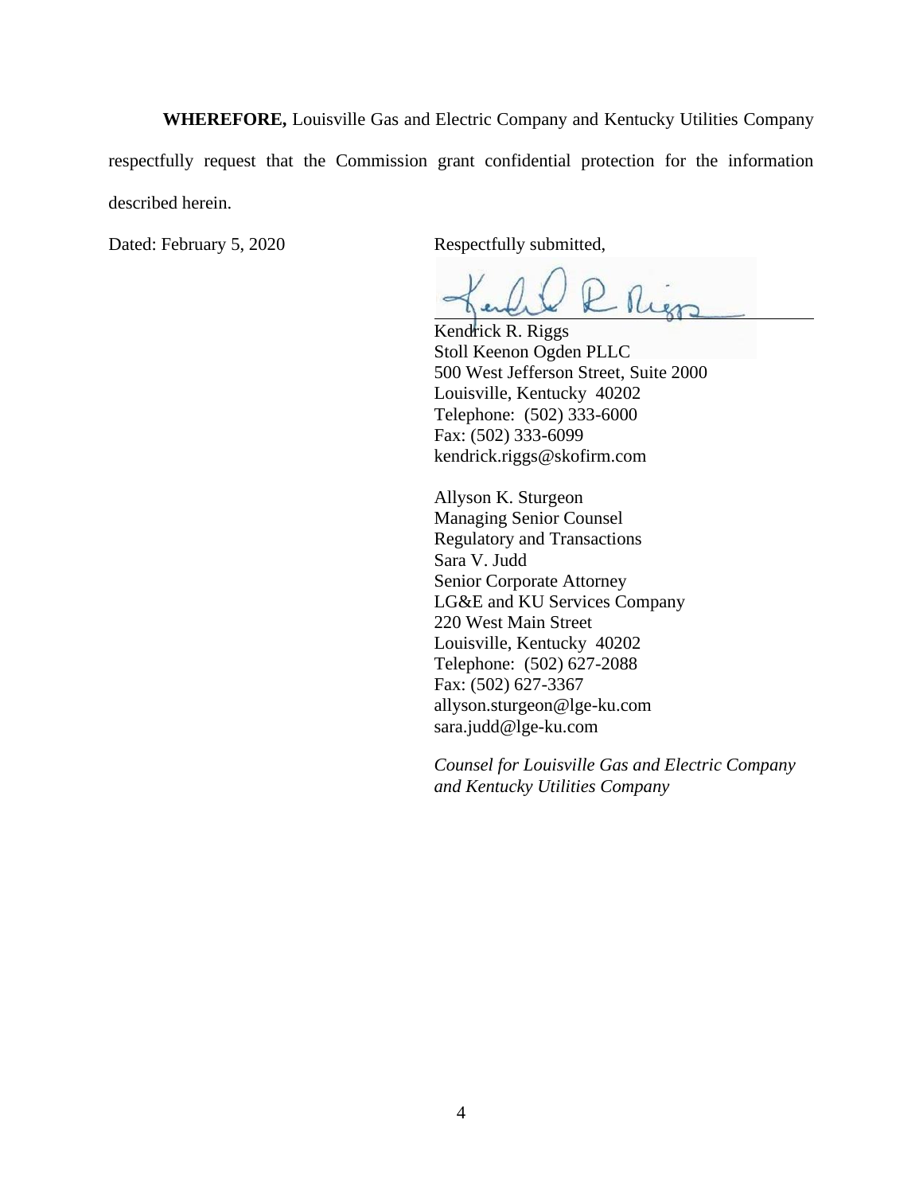**WHEREFORE,** Louisville Gas and Electric Company and Kentucky Utilities Company respectfully request that the Commission grant confidential protection for the information described herein.

Dated: February 5, 2020

Respectfully submitted,

Kendrick R. Riggs
Stoll Keenon Ogden PLLC
500 West Jefferson Street, Suite 2000
Louisville, Kentucky 40202
Telephone: (502) 333-6000
Fax: (502) 333-6099
kendrick.riggs@skofirm.com

Allyson K. Sturgeon
Managing Senior Counsel
Regulatory and Transactions
Sara V. Judd
Senior Corporate Attorney
LG&E and KU Services Company
220 West Main Street
Louisville, Kentucky 40202
Telephone: (502) 627-2088
Fax: (502) 627-3367
allyson.sturgeon@lge-ku.com
sara.judd@lge-ku.com

*Counsel for Louisville Gas and Electric Company and Kentucky Utilities Company*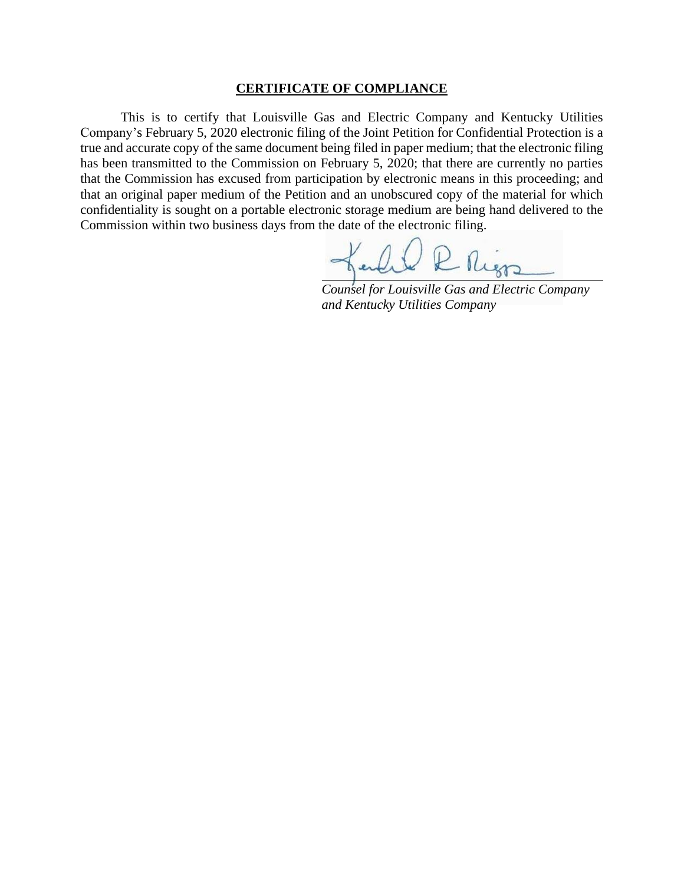**CERTIFICATE OF COMPLIANCE**

This is to certify that Louisville Gas and Electric Company and Kentucky Utilities Company's February 5, 2020 electronic filing of the Joint Petition for Confidential Protection is a true and accurate copy of the same document being filed in paper medium; that the electronic filing has been transmitted to the Commission on February 5, 2020; that there are currently no parties that the Commission has excused from participation by electronic means in this proceeding; and that an original paper medium of the Petition and an unobscured copy of the material for which confidentiality is sought on a portable electronic storage medium are being hand delivered to the Commission within two business days from the date of the electronic filing.

_______________________________

*Counsel for Louisville Gas and Electric Company and Kentucky Utilities Company*